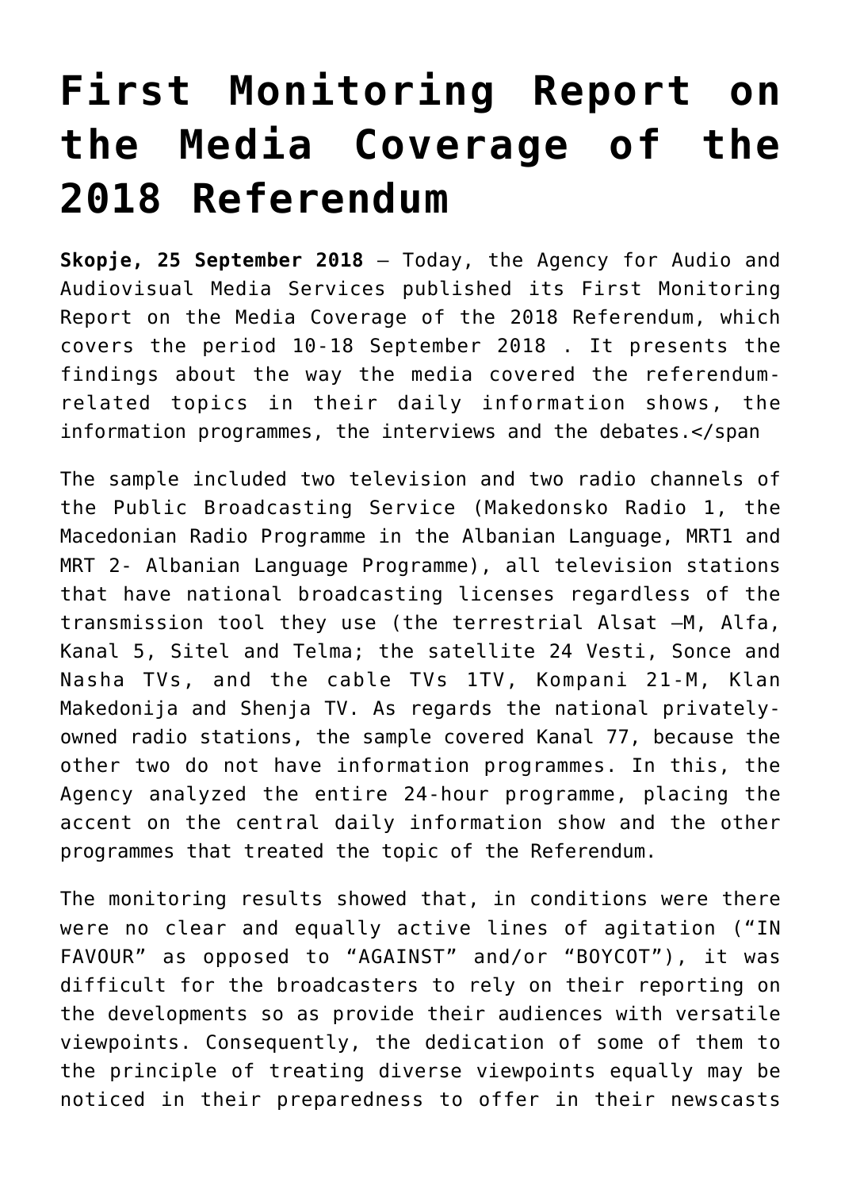# First Monitoring Report on the Media Coverage of the 2018 Referendum

**Skopje, 25 September 2018** – Today, the Agency for Audio and Audiovisual Media Services published its First Monitoring Report on the Media Coverage of the 2018 Referendum, which covers the period 10-18 September 2018 . It presents the findings about the way the media covered the referendum-related topics in their daily information shows, the information programmes, the interviews and the debates.</span

The sample included two television and two radio channels of the Public Broadcasting Service (Makedonsko Radio 1, the Macedonian Radio Programme in the Albanian Language, MRT1 and MRT 2- Albanian Language Programme), all television stations that have national broadcasting licenses regardless of the transmission tool they use (the terrestrial Alsat –M, Alfa, Kanal 5, Sitel and Telma; the satellite 24 Vesti, Sonce and Nasha TVs, and the cable TVs 1TV, Kompani 21-M, Klan Makedonija and Shenja TV. As regards the national privately-owned radio stations, the sample covered Kanal 77, because the other two do not have information programmes. In this, the Agency analyzed the entire 24-hour programme, placing the accent on the central daily information show and the other programmes that treated the topic of the Referendum.

The monitoring results showed that, in conditions were there were no clear and equally active lines of agitation ("IN FAVOUR" as opposed to "AGAINST" and/or "BOYCOT"), it was difficult for the broadcasters to rely on their reporting on the developments so as provide their audiences with versatile viewpoints. Consequently, the dedication of some of them to the principle of treating diverse viewpoints equally may be noticed in their preparedness to offer in their newscasts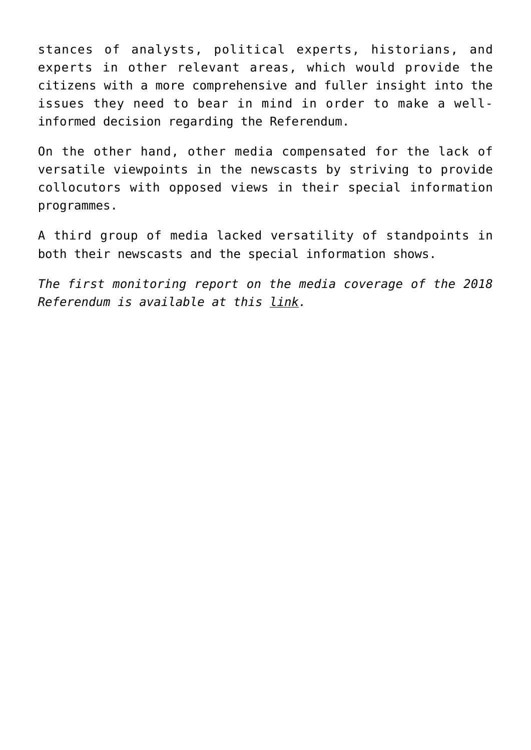stances of analysts, political experts, historians, and experts in other relevant areas, which would provide the citizens with a more comprehensive and fuller insight into the issues they need to bear in mind in order to make a well-informed decision regarding the Referendum.

On the other hand, other media compensated for the lack of versatile viewpoints in the newscasts by striving to provide collocutors with opposed views in their special information programmes.

A third group of media lacked versatility of standpoints in both their newscasts and the special information shows.

*The first monitoring report on the media coverage of the 2018 Referendum is available at this link.*